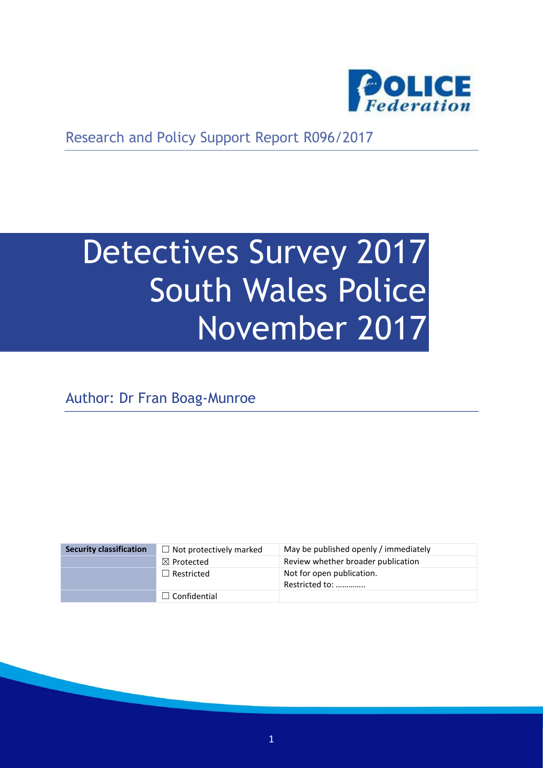Research and Policy Support Report R096/2017

# Detectives Survey 2017 South Wales Police November 2017

Author: Dr Fran Boag-Munroe

| Security classification | ☐ Not protectively marked | May be published openly / immediately |
|---|---|---|
| | ☒ Protected | Review whether broader publication |
| | ☐ Restricted | Not for open publication. Restricted to: ………….. |
| | ☐ Confidential | |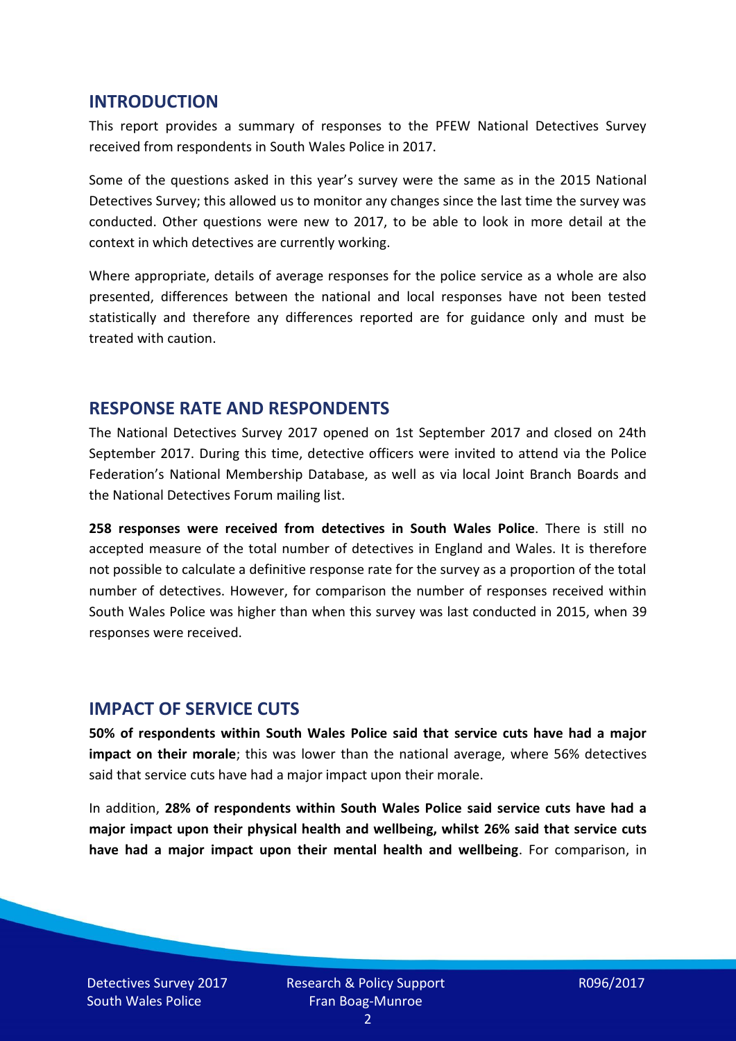## INTRODUCTION

This report provides a summary of responses to the PFEW National Detectives Survey received from respondents in South Wales Police in 2017.

Some of the questions asked in this year's survey were the same as in the 2015 National Detectives Survey; this allowed us to monitor any changes since the last time the survey was conducted. Other questions were new to 2017, to be able to look in more detail at the context in which detectives are currently working.

Where appropriate, details of average responses for the police service as a whole are also presented, differences between the national and local responses have not been tested statistically and therefore any differences reported are for guidance only and must be treated with caution.

## RESPONSE RATE AND RESPONDENTS

The National Detectives Survey 2017 opened on 1st September 2017 and closed on 24th September 2017. During this time, detective officers were invited to attend via the Police Federation's National Membership Database, as well as via local Joint Branch Boards and the National Detectives Forum mailing list.

**258 responses were received from detectives in South Wales Police**. There is still no accepted measure of the total number of detectives in England and Wales. It is therefore not possible to calculate a definitive response rate for the survey as a proportion of the total number of detectives. However, for comparison the number of responses received within South Wales Police was higher than when this survey was last conducted in 2015, when 39 responses were received.

## IMPACT OF SERVICE CUTS

**50% of respondents within South Wales Police said that service cuts have had a major impact on their morale**; this was lower than the national average, where 56% detectives said that service cuts have had a major impact upon their morale.

In addition, **28% of respondents within South Wales Police said service cuts have had a major impact upon their physical health and wellbeing, whilst 26% said that service cuts have had a major impact upon their mental health and wellbeing**. For comparison, in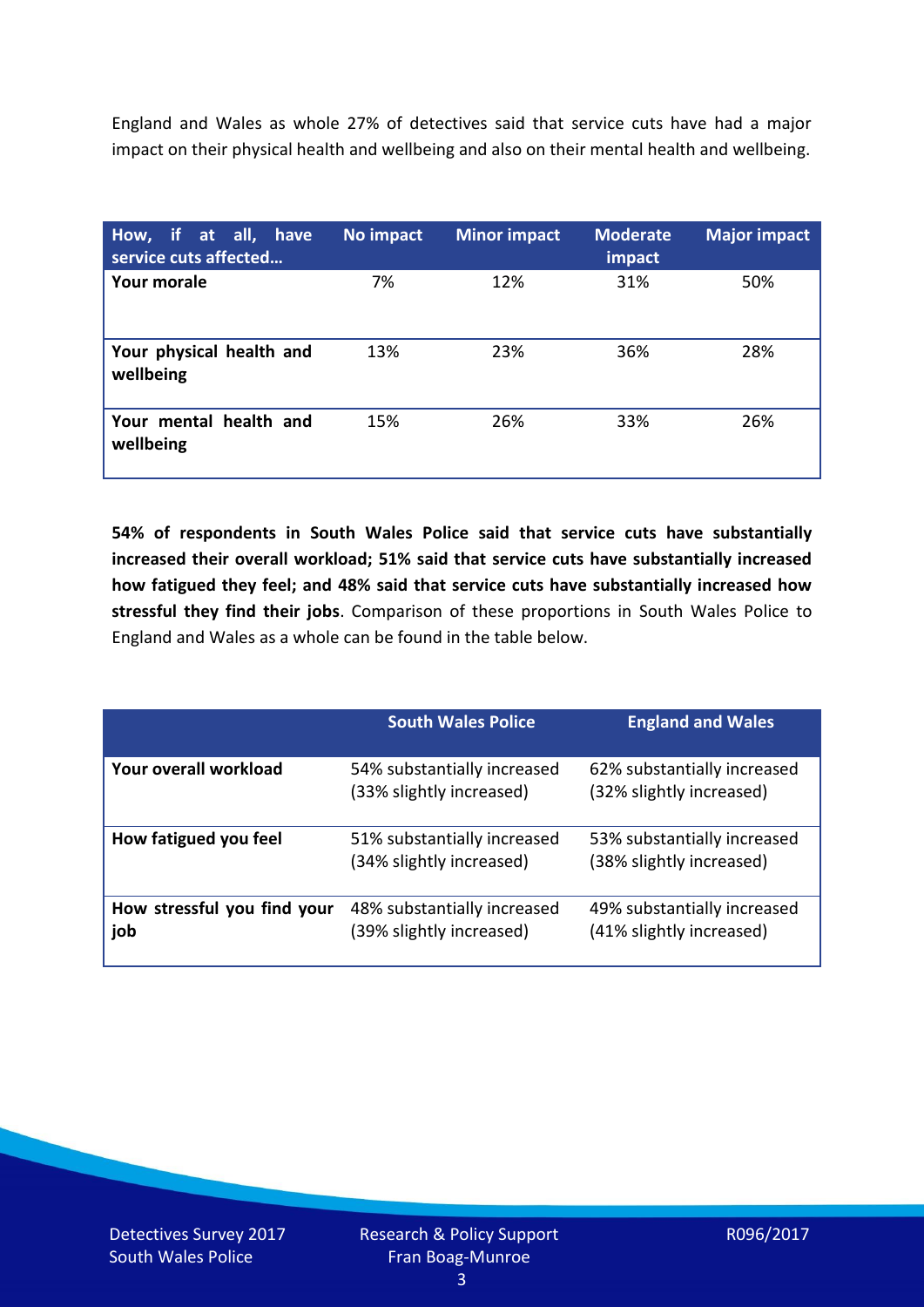England and Wales as whole 27% of detectives said that service cuts have had a major impact on their physical health and wellbeing and also on their mental health and wellbeing.

| How, if at all, have service cuts affected… | No impact | Minor impact | Moderate impact | Major impact |
|---|---|---|---|---|
| **Your morale** | 7% | 12% | 31% | 50% |
| **Your physical health and wellbeing** | 13% | 23% | 36% | 28% |
| **Your mental health and wellbeing** | 15% | 26% | 33% | 26% |

**54% of respondents in South Wales Police said that service cuts have substantially increased their overall workload; 51% said that service cuts have substantially increased how fatigued they feel; and 48% said that service cuts have substantially increased how stressful they find their jobs**. Comparison of these proportions in South Wales Police to England and Wales as a whole can be found in the table below.

| | South Wales Police | England and Wales |
|---|---|---|
| **Your overall workload** | 54% substantially increased (33% slightly increased) | 62% substantially increased (32% slightly increased) |
| **How fatigued you feel** | 51% substantially increased (34% slightly increased) | 53% substantially increased (38% slightly increased) |
| **How stressful you find your job** | 48% substantially increased (39% slightly increased) | 49% substantially increased (41% slightly increased) |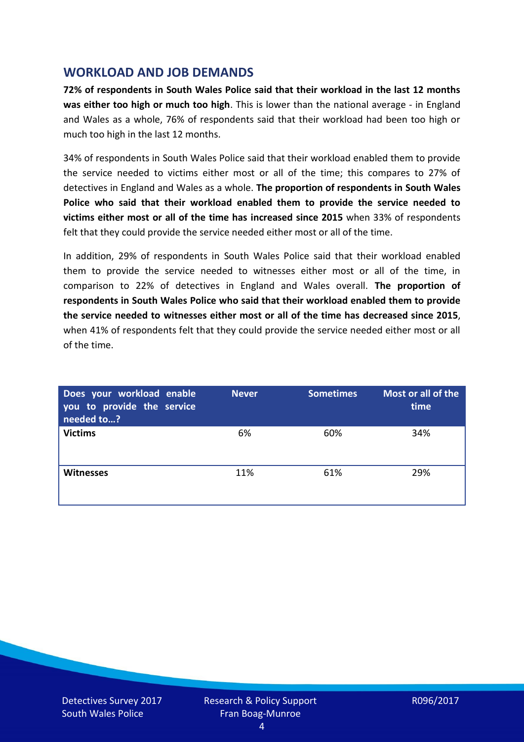## WORKLOAD AND JOB DEMANDS

**72% of respondents in South Wales Police said that their workload in the last 12 months was either too high or much too high**. This is lower than the national average - in England and Wales as a whole, 76% of respondents said that their workload had been too high or much too high in the last 12 months.

34% of respondents in South Wales Police said that their workload enabled them to provide the service needed to victims either most or all of the time; this compares to 27% of detectives in England and Wales as a whole. **The proportion of respondents in South Wales Police who said that their workload enabled them to provide the service needed to victims either most or all of the time has increased since 2015** when 33% of respondents felt that they could provide the service needed either most or all of the time.

In addition, 29% of respondents in South Wales Police said that their workload enabled them to provide the service needed to witnesses either most or all of the time, in comparison to 22% of detectives in England and Wales overall. **The proportion of respondents in South Wales Police who said that their workload enabled them to provide the service needed to witnesses either most or all of the time has decreased since 2015**, when 41% of respondents felt that they could provide the service needed either most or all of the time.

| Does your workload enable you to provide the service needed to…? | Never | Sometimes | Most or all of the time |
|---|---|---|---|
| **Victims** | 6% | 60% | 34% |
| **Witnesses** | 11% | 61% | 29% |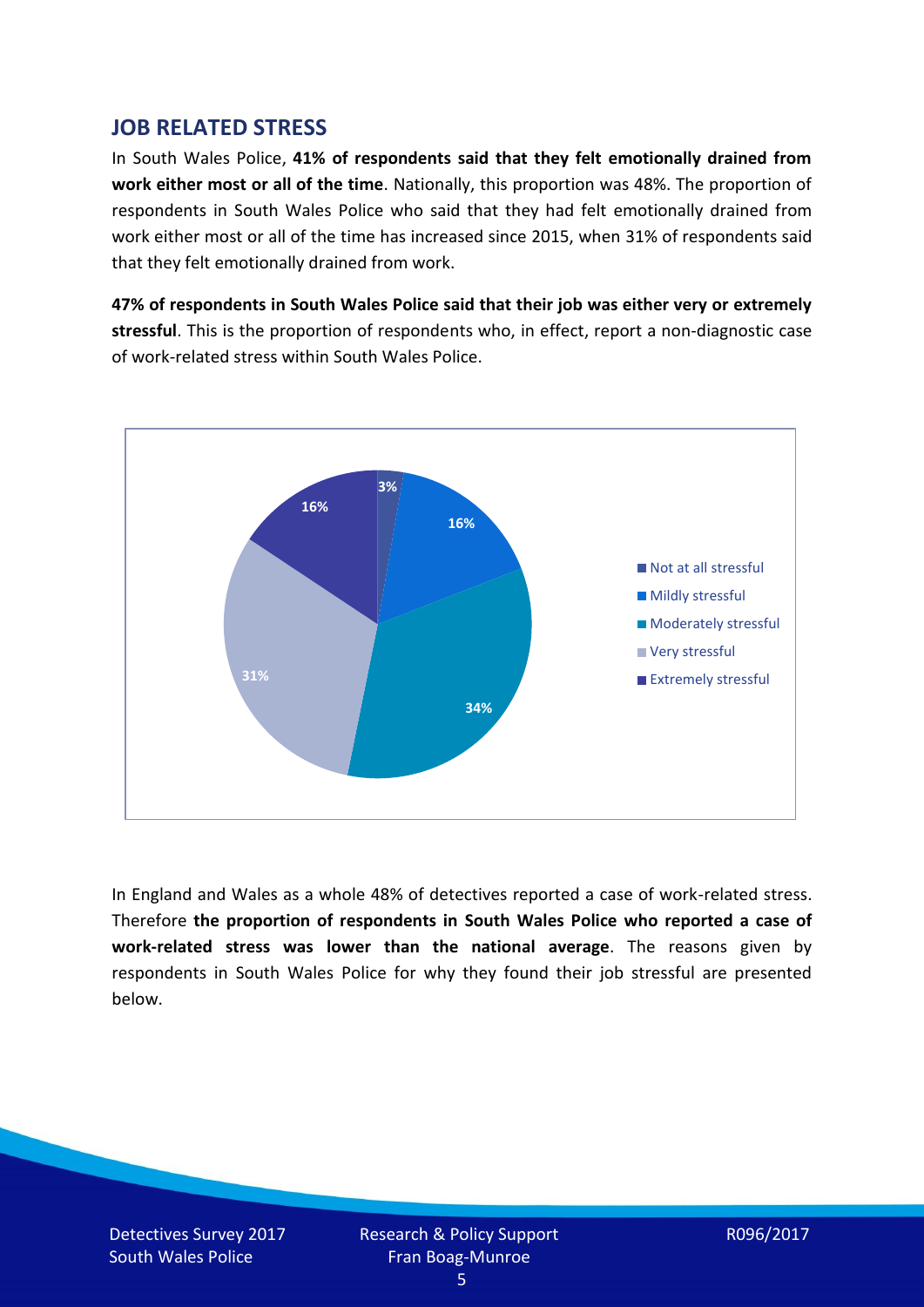## JOB RELATED STRESS

In South Wales Police, **41% of respondents said that they felt emotionally drained from work either most or all of the time**. Nationally, this proportion was 48%. The proportion of respondents in South Wales Police who said that they had felt emotionally drained from work either most or all of the time has increased since 2015, when 31% of respondents said that they felt emotionally drained from work.

**47% of respondents in South Wales Police said that their job was either very or extremely stressful**. This is the proportion of respondents who, in effect, report a non-diagnostic case of work-related stress within South Wales Police.

| Response | Percentage |
| --- | --- |
| Not at all stressful | 3% |
| Mildly stressful | 16% |
| Moderately stressful | 34% |
| Very stressful | 31% |
| Extremely stressful | 16% |

In England and Wales as a whole 48% of detectives reported a case of work-related stress. Therefore **the proportion of respondents in South Wales Police who reported a case of work-related stress was lower than the national average**. The reasons given by respondents in South Wales Police for why they found their job stressful are presented below.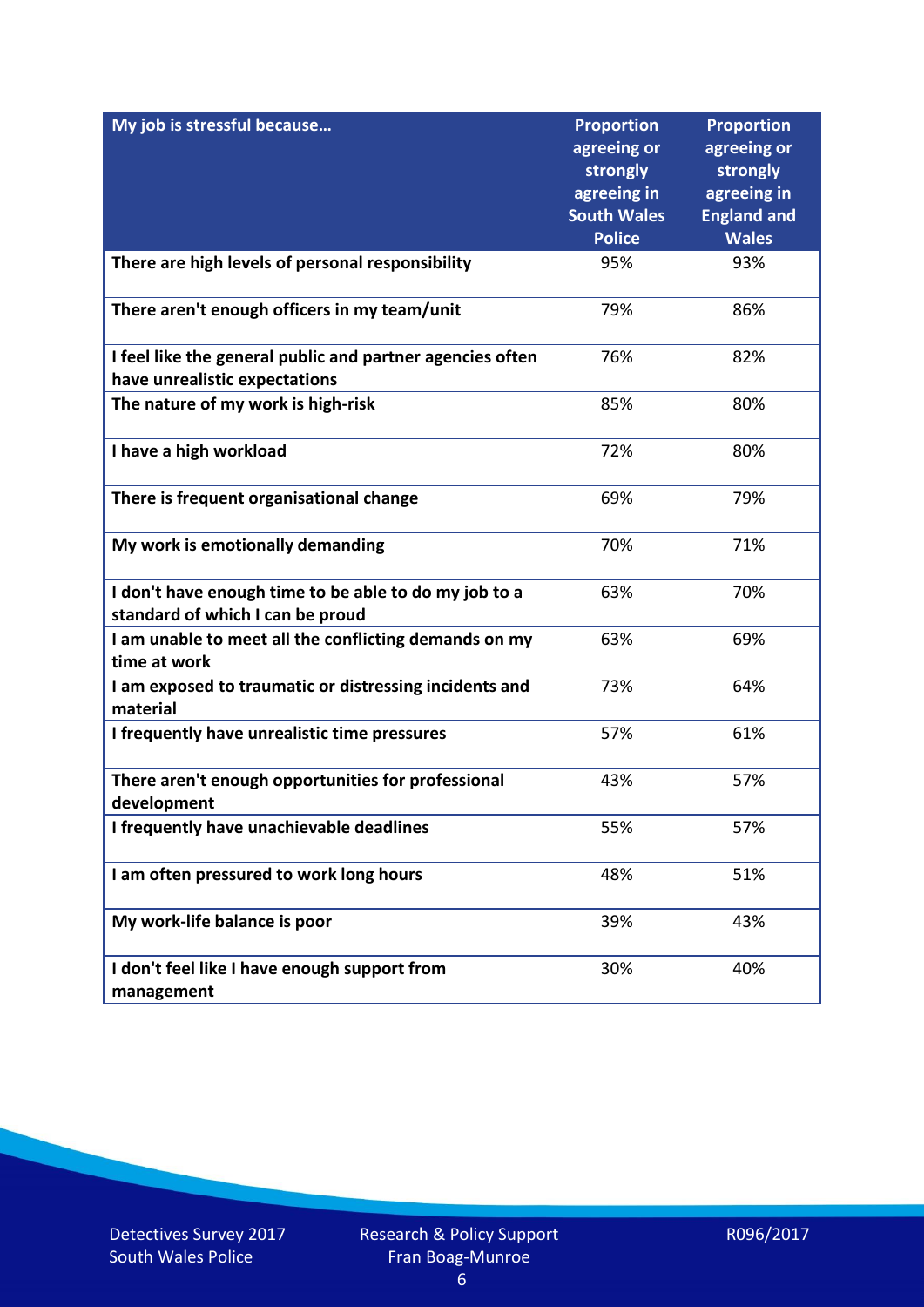| My job is stressful because… | Proportion agreeing or strongly agreeing in South Wales Police | Proportion agreeing or strongly agreeing in England and Wales |
|---|---|---|
| **There are high levels of personal responsibility** | 95% | 93% |
| **There aren't enough officers in my team/unit** | 79% | 86% |
| **I feel like the general public and partner agencies often have unrealistic expectations** | 76% | 82% |
| **The nature of my work is high-risk** | 85% | 80% |
| **I have a high workload** | 72% | 80% |
| **There is frequent organisational change** | 69% | 79% |
| **My work is emotionally demanding** | 70% | 71% |
| **I don't have enough time to be able to do my job to a standard of which I can be proud** | 63% | 70% |
| **I am unable to meet all the conflicting demands on my time at work** | 63% | 69% |
| **I am exposed to traumatic or distressing incidents and material** | 73% | 64% |
| **I frequently have unrealistic time pressures** | 57% | 61% |
| **There aren't enough opportunities for professional development** | 43% | 57% |
| **I frequently have unachievable deadlines** | 55% | 57% |
| **I am often pressured to work long hours** | 48% | 51% |
| **My work-life balance is poor** | 39% | 43% |
| **I don't feel like I have enough support from management** | 30% | 40% |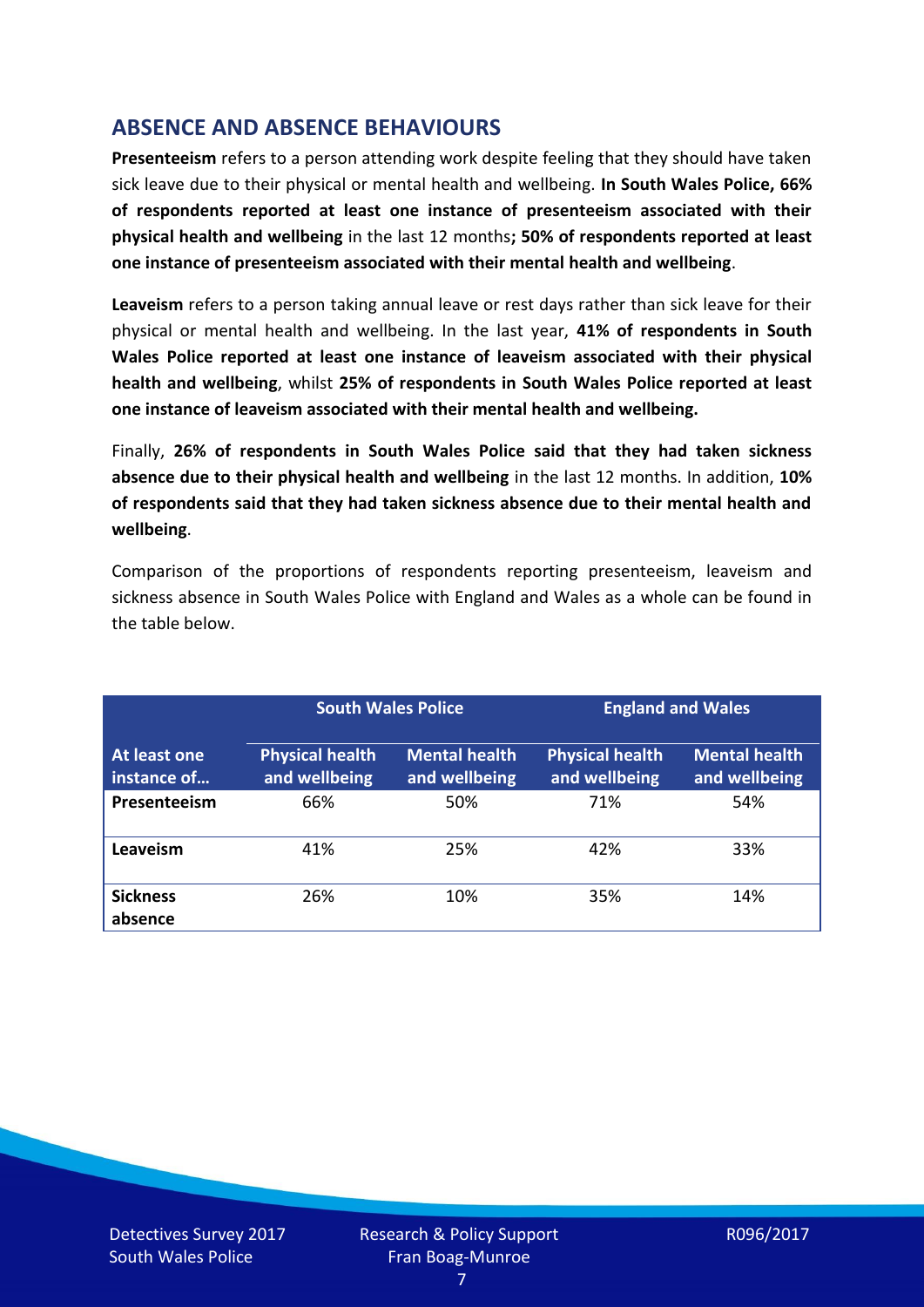## ABSENCE AND ABSENCE BEHAVIOURS

**Presenteeism** refers to a person attending work despite feeling that they should have taken sick leave due to their physical or mental health and wellbeing. **In South Wales Police, 66% of respondents reported at least one instance of presenteeism associated with their physical health and wellbeing** in the last 12 months**; 50% of respondents reported at least one instance of presenteeism associated with their mental health and wellbeing**.

**Leaveism** refers to a person taking annual leave or rest days rather than sick leave for their physical or mental health and wellbeing. In the last year, **41% of respondents in South Wales Police reported at least one instance of leaveism associated with their physical health and wellbeing**, whilst **25% of respondents in South Wales Police reported at least one instance of leaveism associated with their mental health and wellbeing.**

Finally, **26% of respondents in South Wales Police said that they had taken sickness absence due to their physical health and wellbeing** in the last 12 months. In addition, **10% of respondents said that they had taken sickness absence due to their mental health and wellbeing**.

Comparison of the proportions of respondents reporting presenteeism, leaveism and sickness absence in South Wales Police with England and Wales as a whole can be found in the table below.

| | South Wales Police | | England and Wales | |
|---|---|---|---|---|
| **At least one instance of…** | **Physical health and wellbeing** | **Mental health and wellbeing** | **Physical health and wellbeing** | **Mental health and wellbeing** |
| **Presenteeism** | 66% | 50% | 71% | 54% |
| **Leaveism** | 41% | 25% | 42% | 33% |
| **Sickness absence** | 26% | 10% | 35% | 14% |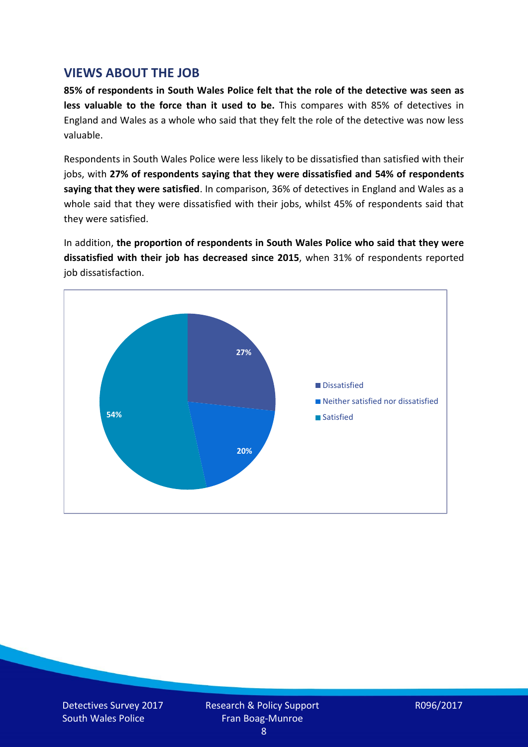## VIEWS ABOUT THE JOB

**85% of respondents in South Wales Police felt that the role of the detective was seen as less valuable to the force than it used to be.** This compares with 85% of detectives in England and Wales as a whole who said that they felt the role of the detective was now less valuable.

Respondents in South Wales Police were less likely to be dissatisfied than satisfied with their jobs, with **27% of respondents saying that they were dissatisfied and 54% of respondents saying that they were satisfied**. In comparison, 36% of detectives in England and Wales as a whole said that they were dissatisfied with their jobs, whilst 45% of respondents said that they were satisfied.

In addition, **the proportion of respondents in South Wales Police who said that they were dissatisfied with their job has decreased since 2015**, when 31% of respondents reported job dissatisfaction.

| Response | Percentage |
|---|---|
| Dissatisfied | 27% |
| Neither satisfied nor dissatisfied | 20% |
| Satisfied | 54% |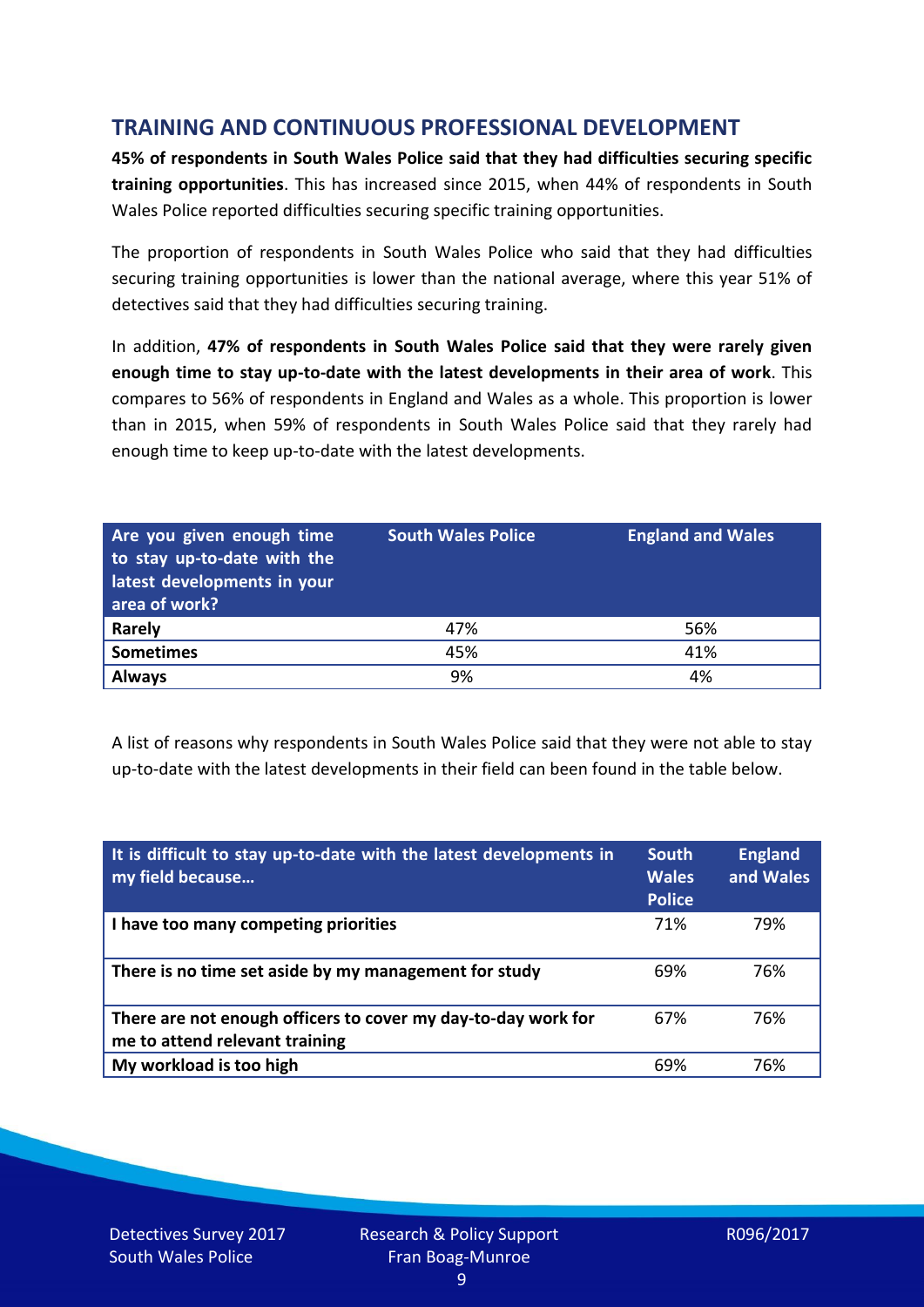## TRAINING AND CONTINUOUS PROFESSIONAL DEVELOPMENT

**45% of respondents in South Wales Police said that they had difficulties securing specific training opportunities**. This has increased since 2015, when 44% of respondents in South Wales Police reported difficulties securing specific training opportunities.

The proportion of respondents in South Wales Police who said that they had difficulties securing training opportunities is lower than the national average, where this year 51% of detectives said that they had difficulties securing training.

In addition, **47% of respondents in South Wales Police said that they were rarely given enough time to stay up-to-date with the latest developments in their area of work**. This compares to 56% of respondents in England and Wales as a whole. This proportion is lower than in 2015, when 59% of respondents in South Wales Police said that they rarely had enough time to keep up-to-date with the latest developments.

| Are you given enough time to stay up-to-date with the latest developments in your area of work? | South Wales Police | England and Wales |
|---|---|---|
| **Rarely** | 47% | 56% |
| **Sometimes** | 45% | 41% |
| **Always** | 9% | 4% |

A list of reasons why respondents in South Wales Police said that they were not able to stay up-to-date with the latest developments in their field can been found in the table below.

| It is difficult to stay up-to-date with the latest developments in my field because… | South Wales Police | England and Wales |
|---|---|---|
| **I have too many competing priorities** | 71% | 79% |
| **There is no time set aside by my management for study** | 69% | 76% |
| **There are not enough officers to cover my day-to-day work for me to attend relevant training** | 67% | 76% |
| **My workload is too high** | 69% | 76% |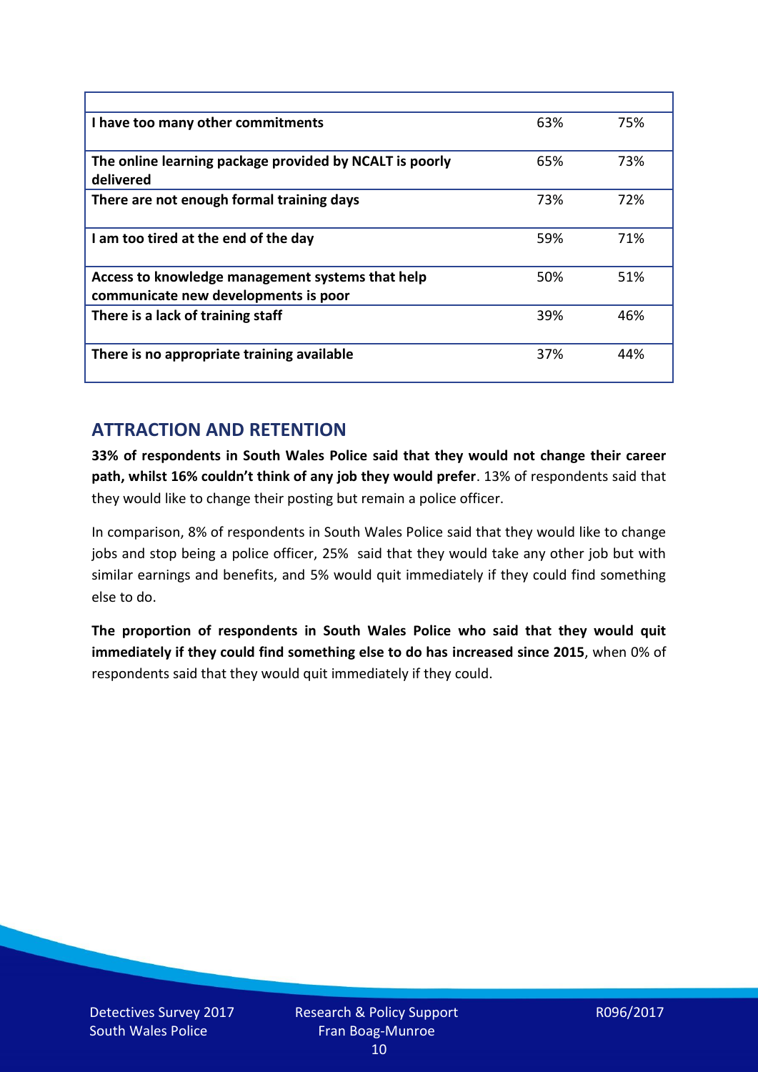| | | |
|---|---|---|
| **I have too many other commitments** | 63% | 75% |
| **The online learning package provided by NCALT is poorly delivered** | 65% | 73% |
| **There are not enough formal training days** | 73% | 72% |
| **I am too tired at the end of the day** | 59% | 71% |
| **Access to knowledge management systems that help communicate new developments is poor** | 50% | 51% |
| **There is a lack of training staff** | 39% | 46% |
| **There is no appropriate training available** | 37% | 44% |

## ATTRACTION AND RETENTION

**33% of respondents in South Wales Police said that they would not change their career path, whilst 16% couldn't think of any job they would prefer**. 13% of respondents said that they would like to change their posting but remain a police officer.

In comparison, 8% of respondents in South Wales Police said that they would like to change jobs and stop being a police officer, 25% said that they would take any other job but with similar earnings and benefits, and 5% would quit immediately if they could find something else to do.

**The proportion of respondents in South Wales Police who said that they would quit immediately if they could find something else to do has increased since 2015**, when 0% of respondents said that they would quit immediately if they could.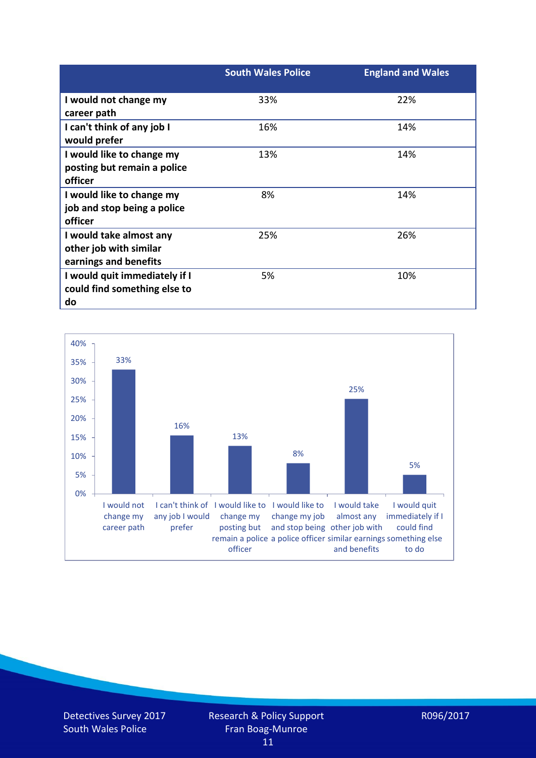| | South Wales Police | England and Wales |
|---|---|---|
| **I would not change my career path** | 33% | 22% |
| **I can't think of any job I would prefer** | 16% | 14% |
| **I would like to change my posting but remain a police officer** | 13% | 14% |
| **I would like to change my job and stop being a police officer** | 8% | 14% |
| **I would take almost any other job with similar earnings and benefits** | 25% | 26% |
| **I would quit immediately if I could find something else to do** | 5% | 10% |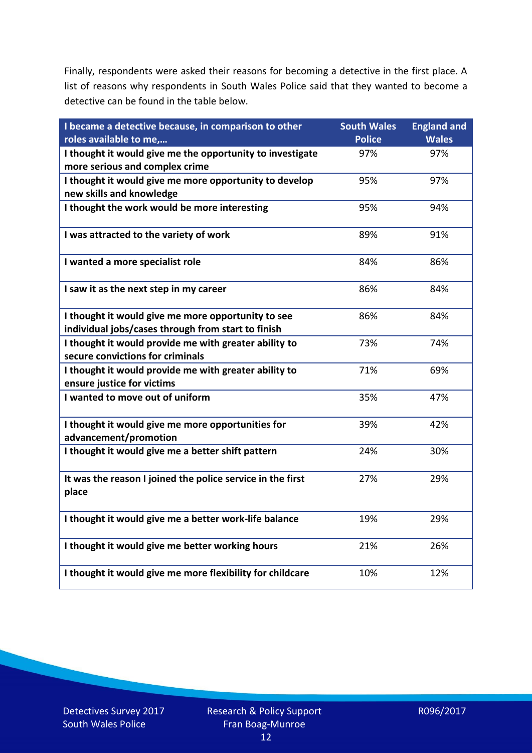Finally, respondents were asked their reasons for becoming a detective in the first place. A list of reasons why respondents in South Wales Police said that they wanted to become a detective can be found in the table below.

| I became a detective because, in comparison to other roles available to me,… | South Wales Police | England and Wales |
|---|---|---|
| I thought it would give me the opportunity to investigate more serious and complex crime | 97% | 97% |
| I thought it would give me more opportunity to develop new skills and knowledge | 95% | 97% |
| I thought the work would be more interesting | 95% | 94% |
| I was attracted to the variety of work | 89% | 91% |
| I wanted a more specialist role | 84% | 86% |
| I saw it as the next step in my career | 86% | 84% |
| I thought it would give me more opportunity to see individual jobs/cases through from start to finish | 86% | 84% |
| I thought it would provide me with greater ability to secure convictions for criminals | 73% | 74% |
| I thought it would provide me with greater ability to ensure justice for victims | 71% | 69% |
| I wanted to move out of uniform | 35% | 47% |
| I thought it would give me more opportunities for advancement/promotion | 39% | 42% |
| I thought it would give me a better shift pattern | 24% | 30% |
| It was the reason I joined the police service in the first place | 27% | 29% |
| I thought it would give me a better work-life balance | 19% | 29% |
| I thought it would give me better working hours | 21% | 26% |
| I thought it would give me more flexibility for childcare | 10% | 12% |